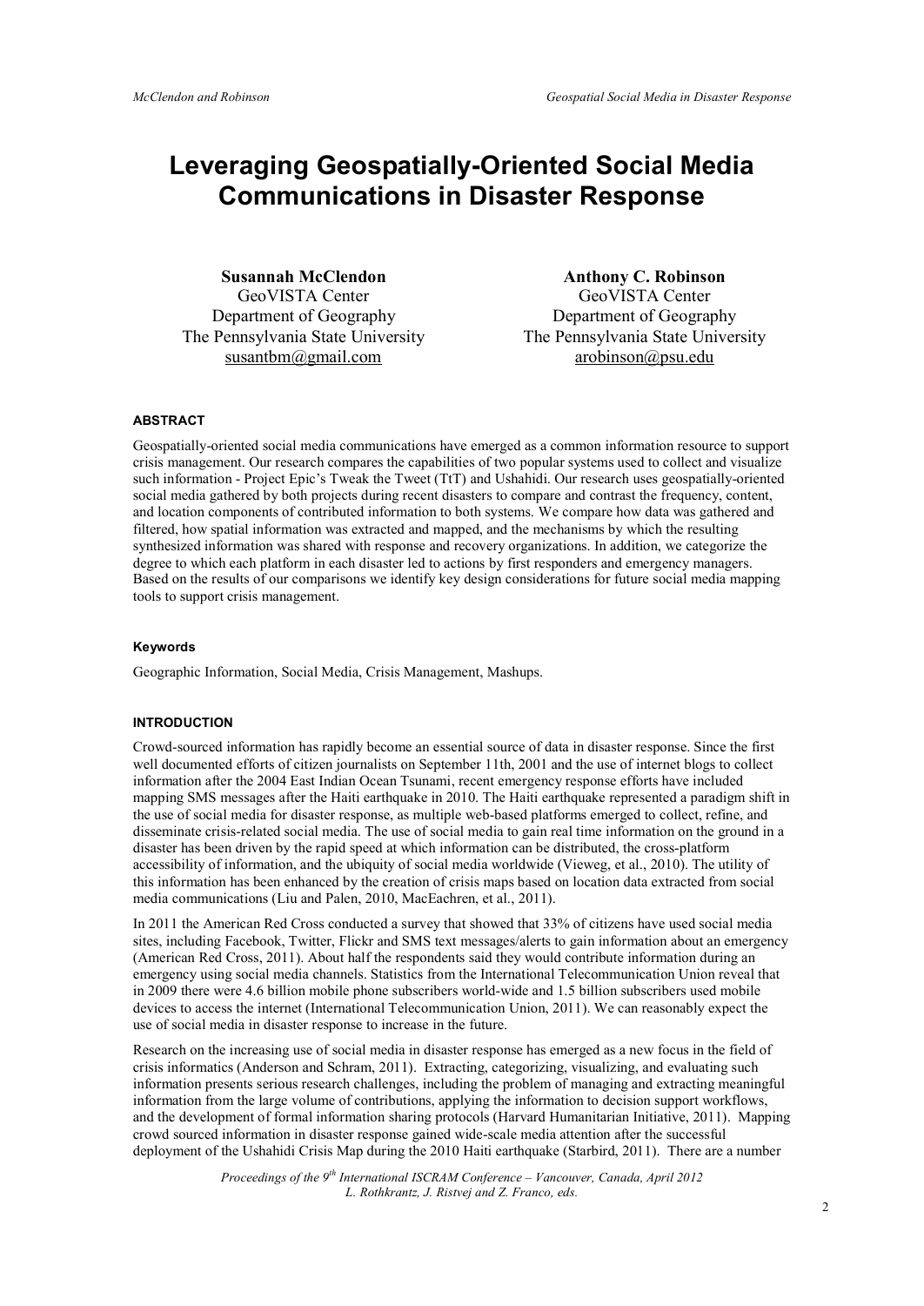# Leveraging Geospatially-Oriented Social Media Communications in Disaster Response

**Susannah McClendon**
GeoVISTA Center
Department of Geography
The Pennsylvania State University
susantbm@gmail.com

**Anthony C. Robinson**
GeoVISTA Center
Department of Geography
The Pennsylvania State University
arobinson@psu.edu

#### ABSTRACT

Geospatially-oriented social media communications have emerged as a common information resource to support crisis management. Our research compares the capabilities of two popular systems used to collect and visualize such information - Project Epic's Tweak the Tweet (TtT) and Ushahidi. Our research uses geospatially-oriented social media gathered by both projects during recent disasters to compare and contrast the frequency, content, and location components of contributed information to both systems. We compare how data was gathered and filtered, how spatial information was extracted and mapped, and the mechanisms by which the resulting synthesized information was shared with response and recovery organizations. In addition, we categorize the degree to which each platform in each disaster led to actions by first responders and emergency managers. Based on the results of our comparisons we identify key design considerations for future social media mapping tools to support crisis management.

#### Keywords

Geographic Information, Social Media, Crisis Management, Mashups.

#### INTRODUCTION

Crowd-sourced information has rapidly become an essential source of data in disaster response. Since the first well documented efforts of citizen journalists on September 11th, 2001 and the use of internet blogs to collect information after the 2004 East Indian Ocean Tsunami, recent emergency response efforts have included mapping SMS messages after the Haiti earthquake in 2010. The Haiti earthquake represented a paradigm shift in the use of social media for disaster response, as multiple web-based platforms emerged to collect, refine, and disseminate crisis-related social media. The use of social media to gain real time information on the ground in a disaster has been driven by the rapid speed at which information can be distributed, the cross-platform accessibility of information, and the ubiquity of social media worldwide (Vieweg, et al., 2010). The utility of this information has been enhanced by the creation of crisis maps based on location data extracted from social media communications (Liu and Palen, 2010, MacEachren, et al., 2011).

In 2011 the American Red Cross conducted a survey that showed that 33% of citizens have used social media sites, including Facebook, Twitter, Flickr and SMS text messages/alerts to gain information about an emergency (American Red Cross, 2011). About half the respondents said they would contribute information during an emergency using social media channels. Statistics from the International Telecommunication Union reveal that in 2009 there were 4.6 billion mobile phone subscribers world-wide and 1.5 billion subscribers used mobile devices to access the internet (International Telecommunication Union, 2011). We can reasonably expect the use of social media in disaster response to increase in the future.

Research on the increasing use of social media in disaster response has emerged as a new focus in the field of crisis informatics (Anderson and Schram, 2011). Extracting, categorizing, visualizing, and evaluating such information presents serious research challenges, including the problem of managing and extracting meaningful information from the large volume of contributions, applying the information to decision support workflows, and the development of formal information sharing protocols (Harvard Humanitarian Initiative, 2011). Mapping crowd sourced information in disaster response gained wide-scale media attention after the successful deployment of the Ushahidi Crisis Map during the 2010 Haiti earthquake (Starbird, 2011). There are a number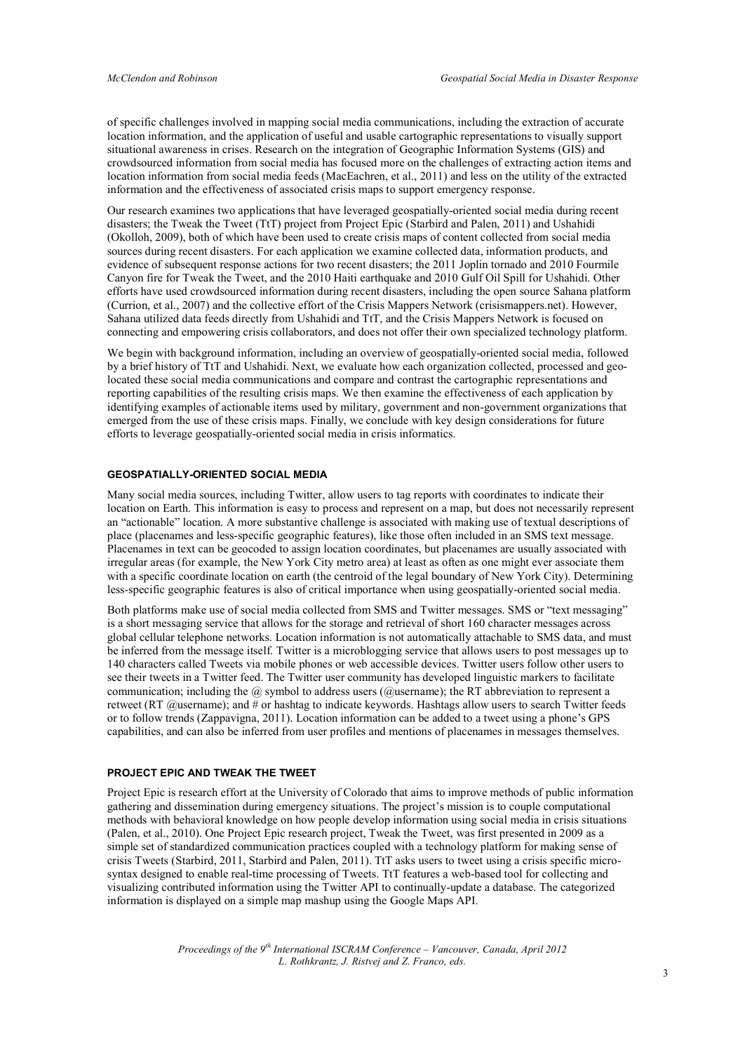of specific challenges involved in mapping social media communications, including the extraction of accurate location information, and the application of useful and usable cartographic representations to visually support situational awareness in crises. Research on the integration of Geographic Information Systems (GIS) and crowdsourced information from social media has focused more on the challenges of extracting action items and location information from social media feeds (MacEachren, et al., 2011) and less on the utility of the extracted information and the effectiveness of associated crisis maps to support emergency response.

Our research examines two applications that have leveraged geospatially-oriented social media during recent disasters; the Tweak the Tweet (TtT) project from Project Epic (Starbird and Palen, 2011) and Ushahidi (Okolloh, 2009), both of which have been used to create crisis maps of content collected from social media sources during recent disasters. For each application we examine collected data, information products, and evidence of subsequent response actions for two recent disasters; the 2011 Joplin tornado and 2010 Fourmile Canyon fire for Tweak the Tweet, and the 2010 Haiti earthquake and 2010 Gulf Oil Spill for Ushahidi. Other efforts have used crowdsourced information during recent disasters, including the open source Sahana platform (Currion, et al., 2007) and the collective effort of the Crisis Mappers Network (crisismappers.net). However, Sahana utilized data feeds directly from Ushahidi and TtT, and the Crisis Mappers Network is focused on connecting and empowering crisis collaborators, and does not offer their own specialized technology platform.

We begin with background information, including an overview of geospatially-oriented social media, followed by a brief history of TtT and Ushahidi. Next, we evaluate how each organization collected, processed and geo-located these social media communications and compare and contrast the cartographic representations and reporting capabilities of the resulting crisis maps. We then examine the effectiveness of each application by identifying examples of actionable items used by military, government and non-government organizations that emerged from the use of these crisis maps. Finally, we conclude with key design considerations for future efforts to leverage geospatially-oriented social media in crisis informatics.

#### GEOSPATIALLY-ORIENTED SOCIAL MEDIA

Many social media sources, including Twitter, allow users to tag reports with coordinates to indicate their location on Earth. This information is easy to process and represent on a map, but does not necessarily represent an "actionable" location. A more substantive challenge is associated with making use of textual descriptions of place (placenames and less-specific geographic features), like those often included in an SMS text message. Placenames in text can be geocoded to assign location coordinates, but placenames are usually associated with irregular areas (for example, the New York City metro area) at least as often as one might ever associate them with a specific coordinate location on earth (the centroid of the legal boundary of New York City). Determining less-specific geographic features is also of critical importance when using geospatially-oriented social media.

Both platforms make use of social media collected from SMS and Twitter messages. SMS or "text messaging" is a short messaging service that allows for the storage and retrieval of short 160 character messages across global cellular telephone networks. Location information is not automatically attachable to SMS data, and must be inferred from the message itself. Twitter is a microblogging service that allows users to post messages up to 140 characters called Tweets via mobile phones or web accessible devices. Twitter users follow other users to see their tweets in a Twitter feed. The Twitter user community has developed linguistic markers to facilitate communication; including the @ symbol to address users (@username); the RT abbreviation to represent a retweet (RT @username); and # or hashtag to indicate keywords. Hashtags allow users to search Twitter feeds or to follow trends (Zappavigna, 2011). Location information can be added to a tweet using a phone's GPS capabilities, and can also be inferred from user profiles and mentions of placenames in messages themselves.

#### PROJECT EPIC AND TWEAK THE TWEET

Project Epic is research effort at the University of Colorado that aims to improve methods of public information gathering and dissemination during emergency situations. The project's mission is to couple computational methods with behavioral knowledge on how people develop information using social media in crisis situations (Palen, et al., 2010). One Project Epic research project, Tweak the Tweet, was first presented in 2009 as a simple set of standardized communication practices coupled with a technology platform for making sense of crisis Tweets (Starbird, 2011, Starbird and Palen, 2011). TtT asks users to tweet using a crisis specific micro-syntax designed to enable real-time processing of Tweets. TtT features a web-based tool for collecting and visualizing contributed information using the Twitter API to continually-update a database. The categorized information is displayed on a simple map mashup using the Google Maps API.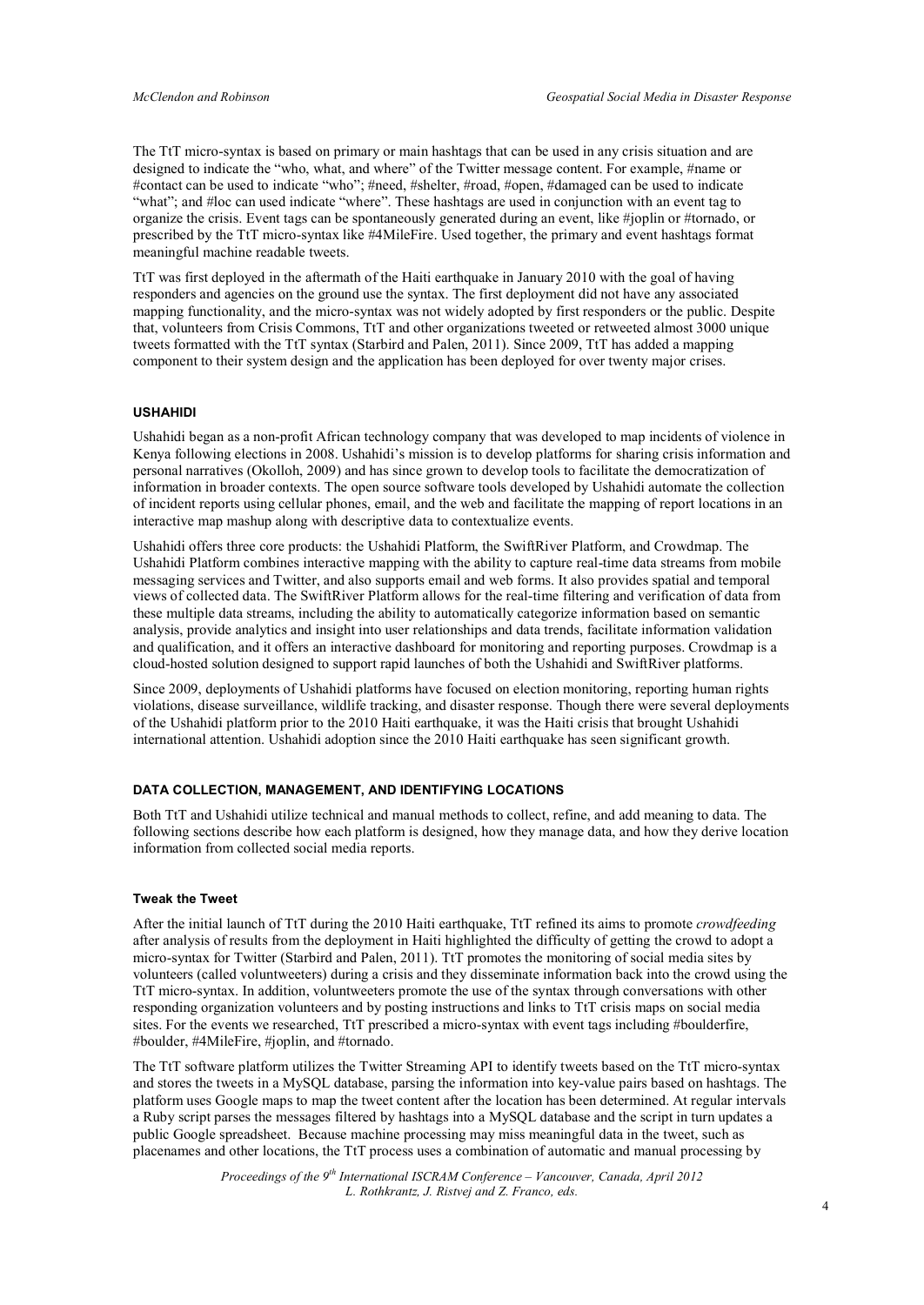The TtT micro-syntax is based on primary or main hashtags that can be used in any crisis situation and are designed to indicate the "who, what, and where" of the Twitter message content. For example, #name or #contact can be used to indicate "who"; #need, #shelter, #road, #open, #damaged can be used to indicate "what"; and #loc can used indicate "where". These hashtags are used in conjunction with an event tag to organize the crisis. Event tags can be spontaneously generated during an event, like #joplin or #tornado, or prescribed by the TtT micro-syntax like #4MileFire. Used together, the primary and event hashtags format meaningful machine readable tweets.

TtT was first deployed in the aftermath of the Haiti earthquake in January 2010 with the goal of having responders and agencies on the ground use the syntax. The first deployment did not have any associated mapping functionality, and the micro-syntax was not widely adopted by first responders or the public. Despite that, volunteers from Crisis Commons, TtT and other organizations tweeted or retweeted almost 3000 unique tweets formatted with the TtT syntax (Starbird and Palen, 2011). Since 2009, TtT has added a mapping component to their system design and the application has been deployed for over twenty major crises.

## USHAHIDI

Ushahidi began as a non-profit African technology company that was developed to map incidents of violence in Kenya following elections in 2008. Ushahidi's mission is to develop platforms for sharing crisis information and personal narratives (Okolloh, 2009) and has since grown to develop tools to facilitate the democratization of information in broader contexts. The open source software tools developed by Ushahidi automate the collection of incident reports using cellular phones, email, and the web and facilitate the mapping of report locations in an interactive map mashup along with descriptive data to contextualize events.

Ushahidi offers three core products: the Ushahidi Platform, the SwiftRiver Platform, and Crowdmap. The Ushahidi Platform combines interactive mapping with the ability to capture real-time data streams from mobile messaging services and Twitter, and also supports email and web forms. It also provides spatial and temporal views of collected data. The SwiftRiver Platform allows for the real-time filtering and verification of data from these multiple data streams, including the ability to automatically categorize information based on semantic analysis, provide analytics and insight into user relationships and data trends, facilitate information validation and qualification, and it offers an interactive dashboard for monitoring and reporting purposes. Crowdmap is a cloud-hosted solution designed to support rapid launches of both the Ushahidi and SwiftRiver platforms.

Since 2009, deployments of Ushahidi platforms have focused on election monitoring, reporting human rights violations, disease surveillance, wildlife tracking, and disaster response. Though there were several deployments of the Ushahidi platform prior to the 2010 Haiti earthquake, it was the Haiti crisis that brought Ushahidi international attention. Ushahidi adoption since the 2010 Haiti earthquake has seen significant growth.

## DATA COLLECTION, MANAGEMENT, AND IDENTIFYING LOCATIONS

Both TtT and Ushahidi utilize technical and manual methods to collect, refine, and add meaning to data. The following sections describe how each platform is designed, how they manage data, and how they derive location information from collected social media reports.

### Tweak the Tweet

After the initial launch of TtT during the 2010 Haiti earthquake, TtT refined its aims to promote *crowdfeeding* after analysis of results from the deployment in Haiti highlighted the difficulty of getting the crowd to adopt a micro-syntax for Twitter (Starbird and Palen, 2011). TtT promotes the monitoring of social media sites by volunteers (called voluntweeters) during a crisis and they disseminate information back into the crowd using the TtT micro-syntax. In addition, voluntweeters promote the use of the syntax through conversations with other responding organization volunteers and by posting instructions and links to TtT crisis maps on social media sites. For the events we researched, TtT prescribed a micro-syntax with event tags including #boulderfire, #boulder, #4MileFire, #joplin, and #tornado.

The TtT software platform utilizes the Twitter Streaming API to identify tweets based on the TtT micro-syntax and stores the tweets in a MySQL database, parsing the information into key-value pairs based on hashtags. The platform uses Google maps to map the tweet content after the location has been determined. At regular intervals a Ruby script parses the messages filtered by hashtags into a MySQL database and the script in turn updates a public Google spreadsheet. Because machine processing may miss meaningful data in the tweet, such as placenames and other locations, the TtT process uses a combination of automatic and manual processing by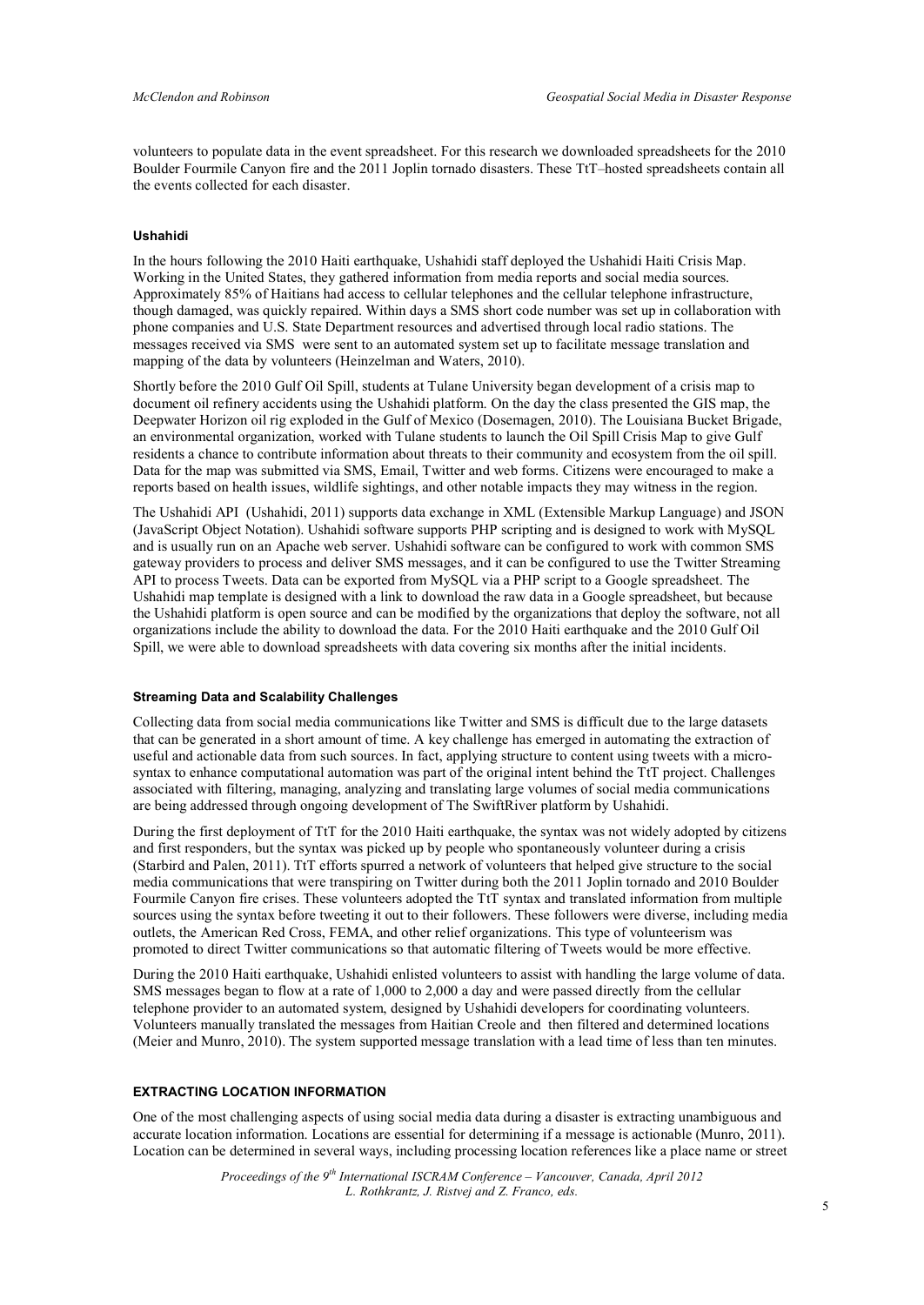volunteers to populate data in the event spreadsheet. For this research we downloaded spreadsheets for the 2010 Boulder Fourmile Canyon fire and the 2011 Joplin tornado disasters. These TtT–hosted spreadsheets contain all the events collected for each disaster.

#### Ushahidi

In the hours following the 2010 Haiti earthquake, Ushahidi staff deployed the Ushahidi Haiti Crisis Map. Working in the United States, they gathered information from media reports and social media sources. Approximately 85% of Haitians had access to cellular telephones and the cellular telephone infrastructure, though damaged, was quickly repaired. Within days a SMS short code number was set up in collaboration with phone companies and U.S. State Department resources and advertised through local radio stations. The messages received via SMS were sent to an automated system set up to facilitate message translation and mapping of the data by volunteers (Heinzelman and Waters, 2010).

Shortly before the 2010 Gulf Oil Spill, students at Tulane University began development of a crisis map to document oil refinery accidents using the Ushahidi platform. On the day the class presented the GIS map, the Deepwater Horizon oil rig exploded in the Gulf of Mexico (Dosemagen, 2010). The Louisiana Bucket Brigade, an environmental organization, worked with Tulane students to launch the Oil Spill Crisis Map to give Gulf residents a chance to contribute information about threats to their community and ecosystem from the oil spill. Data for the map was submitted via SMS, Email, Twitter and web forms. Citizens were encouraged to make a reports based on health issues, wildlife sightings, and other notable impacts they may witness in the region.

The Ushahidi API (Ushahidi, 2011) supports data exchange in XML (Extensible Markup Language) and JSON (JavaScript Object Notation). Ushahidi software supports PHP scripting and is designed to work with MySQL and is usually run on an Apache web server. Ushahidi software can be configured to work with common SMS gateway providers to process and deliver SMS messages, and it can be configured to use the Twitter Streaming API to process Tweets. Data can be exported from MySQL via a PHP script to a Google spreadsheet. The Ushahidi map template is designed with a link to download the raw data in a Google spreadsheet, but because the Ushahidi platform is open source and can be modified by the organizations that deploy the software, not all organizations include the ability to download the data. For the 2010 Haiti earthquake and the 2010 Gulf Oil Spill, we were able to download spreadsheets with data covering six months after the initial incidents.

#### Streaming Data and Scalability Challenges

Collecting data from social media communications like Twitter and SMS is difficult due to the large datasets that can be generated in a short amount of time. A key challenge has emerged in automating the extraction of useful and actionable data from such sources. In fact, applying structure to content using tweets with a micro-syntax to enhance computational automation was part of the original intent behind the TtT project. Challenges associated with filtering, managing, analyzing and translating large volumes of social media communications are being addressed through ongoing development of The SwiftRiver platform by Ushahidi.

During the first deployment of TtT for the 2010 Haiti earthquake, the syntax was not widely adopted by citizens and first responders, but the syntax was picked up by people who spontaneously volunteer during a crisis (Starbird and Palen, 2011). TtT efforts spurred a network of volunteers that helped give structure to the social media communications that were transpiring on Twitter during both the 2011 Joplin tornado and 2010 Boulder Fourmile Canyon fire crises. These volunteers adopted the TtT syntax and translated information from multiple sources using the syntax before tweeting it out to their followers. These followers were diverse, including media outlets, the American Red Cross, FEMA, and other relief organizations. This type of volunteerism was promoted to direct Twitter communications so that automatic filtering of Tweets would be more effective.

During the 2010 Haiti earthquake, Ushahidi enlisted volunteers to assist with handling the large volume of data. SMS messages began to flow at a rate of 1,000 to 2,000 a day and were passed directly from the cellular telephone provider to an automated system, designed by Ushahidi developers for coordinating volunteers. Volunteers manually translated the messages from Haitian Creole and then filtered and determined locations (Meier and Munro, 2010). The system supported message translation with a lead time of less than ten minutes.

### EXTRACTING LOCATION INFORMATION

One of the most challenging aspects of using social media data during a disaster is extracting unambiguous and accurate location information. Locations are essential for determining if a message is actionable (Munro, 2011). Location can be determined in several ways, including processing location references like a place name or street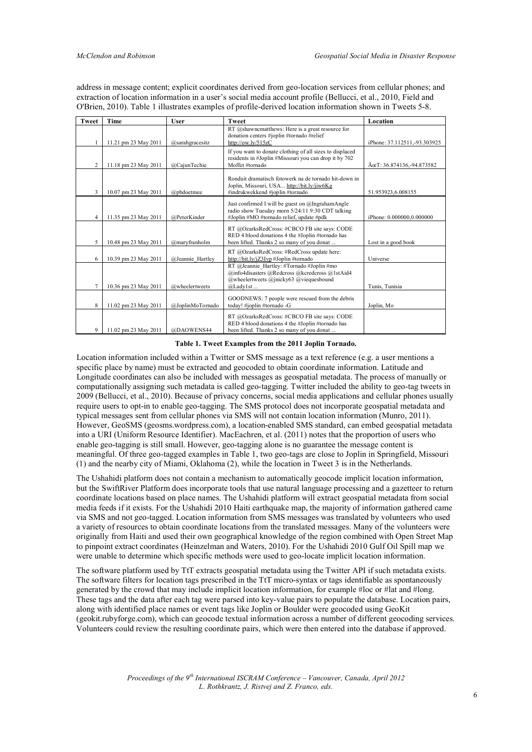address in message content; explicit coordinates derived from geo-location services from cellular phones; and extraction of location information in a user's social media account profile (Bellucci, et al., 2010, Field and O'Brien, 2010). Table 1 illustrates examples of profile-derived location information shown in Tweets 5-8.

| Tweet | Time | User | Tweet | Location |
|---|---|---|---|---|
| 1 | 11.21 pm 23 May 2011 | @sarahgracesitz | RT @shawncmatthews: Here is a great resource for donation centers #joplin #tornado #relief http://ow.ly/515zC | iPhone: 37.112511,-93.303925 |
| 2 | 11.18 pm 23 May 2011 | @CajunTechie | If you want to donate clothing of all sizes to displaced residents in #Joplin #Missouri you can drop it by 702 Moffet #tornado | ÃœT: 36.874136,-94.873582 |
| 3 | 10.07 pm 23 May 2011 | @pbdoetmee | Ronduit dramatisch fotowerk na de tornado hit-down in Joplin, Missouri, USA... http://bit.ly/jiw6Kg #indrukwekkend #joplin #tornado | 51.953923,6.008155 |
| 4 | 11.35 pm 23 May 2011 | @PeterKinder | Just confirmed I will be guest on @IngrahamAngle radio show Tuesday morn 5/24/11 9:30 CDT talking #Joplin #MO #tornado relief, update #pdk | iPhone: 0.000000,0.000000 |
| 5 | 10.48 pm 23 May 2011 | @maryfranholm | RT @OzarksRedCross: #CBCO FB site says: CODE RED 4 blood donations 4 the #Joplin #tornado has been lifted. Thanks 2 so many of you donat ... | Lost in a good book |
| 6 | 10.39 pm 23 May 2011 | @Jeannie_Hartley | RT @OzarksRedCross: #RedCross update here: http://bit.ly/jZ3Ivp #Joplin #tornado | Universe |
| 7 | 10.36 pm 23 May 2011 | @wheelertweets | RT @Jeannie_Hartley: #Tornado #Joplin #mo @info4disasters @Redcross @kcredcross @1stAid4 @wheelertweets @jnicky63 @viequesbound @Lady1st ... | Tunis, Tunisia |
| 8 | 11.02 pm 23 May 2011 | @JoplinMoTornado | GOODNEWS: 7 people were rescued from the debris today! #joplin #tornado -G | Joplin, Mo |
| 9 | 11.02 pm 23 May 2011 | @DAOWENS44 | RT @OzarksRedCross: #CBCO FB site says: CODE RED 4 blood donations 4 the #Joplin #tornado has been lifted. Thanks 2 so many of you donat ... | |

**Table 1. Tweet Examples from the 2011 Joplin Tornado.**

Location information included within a Twitter or SMS message as a text reference (e.g. a user mentions a specific place by name) must be extracted and geocoded to obtain coordinate information. Latitude and Longitude coordinates can also be included with messages as geospatial metadata. The process of manually or computationally assigning such metadata is called geo-tagging. Twitter included the ability to geo-tag tweets in 2009 (Bellucci, et al., 2010). Because of privacy concerns, social media applications and cellular phones usually require users to opt-in to enable geo-tagging. The SMS protocol does not incorporate geospatial metadata and typical messages sent from cellular phones via SMS will not contain location information (Munro, 2011). However, GeoSMS (geosms.wordpress.com), a location-enabled SMS standard, can embed geospatial metadata into a URI (Uniform Resource Identifier). MacEachren, et al. (2011) notes that the proportion of users who enable geo-tagging is still small. However, geo-tagging alone is no guarantee the message content is meaningful. Of three geo-tagged examples in Table 1, two geo-tags are close to Joplin in Springfield, Missouri (1) and the nearby city of Miami, Oklahoma (2), while the location in Tweet 3 is in the Netherlands.

The Ushahidi platform does not contain a mechanism to automatically geocode implicit location information, but the SwiftRiver Platform does incorporate tools that use natural language processing and a gazetteer to return coordinate locations based on place names. The Ushahidi platform will extract geospatial metadata from social media feeds if it exists. For the Ushahidi 2010 Haiti earthquake map, the majority of information gathered came via SMS and not geo-tagged. Location information from SMS messages was translated by volunteers who used a variety of resources to obtain coordinate locations from the translated messages. Many of the volunteers were originally from Haiti and used their own geographical knowledge of the region combined with Open Street Map to pinpoint extract coordinates (Heinzelman and Waters, 2010). For the Ushahidi 2010 Gulf Oil Spill map we were unable to determine which specific methods were used to geo-locate implicit location information.

The software platform used by TtT extracts geospatial metadata using the Twitter API if such metadata exists. The software filters for location tags prescribed in the TtT micro-syntax or tags identifiable as spontaneously generated by the crowd that may include implicit location information, for example #loc or #lat and #long. These tags and the data after each tag were parsed into key-value pairs to populate the database. Location pairs, along with identified place names or event tags like Joplin or Boulder were geocoded using GeoKit (geokit.rubyforge.com), which can geocode textual information across a number of different geocoding services. Volunteers could review the resulting coordinate pairs, which were then entered into the database if approved.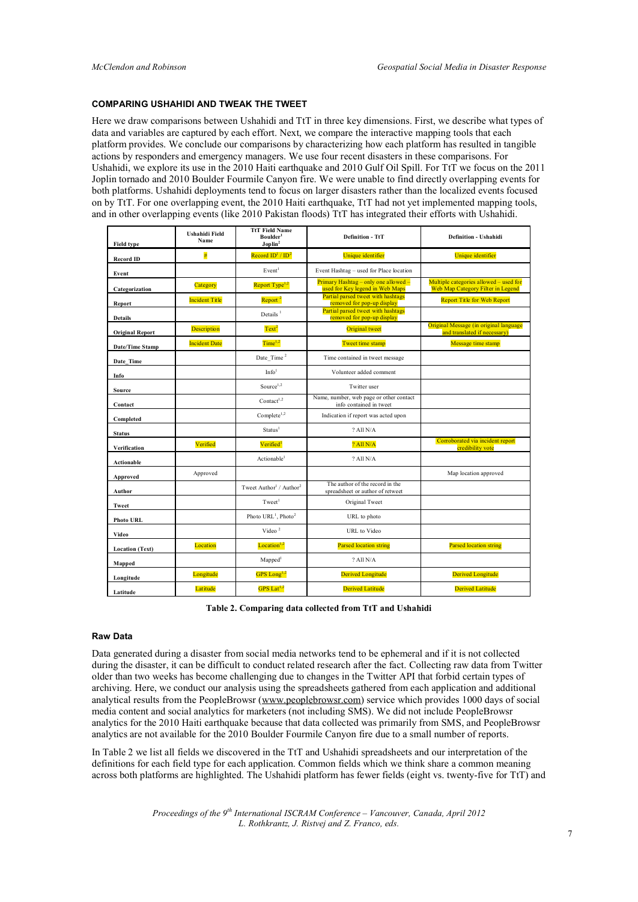### COMPARING USHAHIDI AND TWEAK THE TWEET

Here we draw comparisons between Ushahidi and TtT in three key dimensions. First, we describe what types of data and variables are captured by each effort. Next, we compare the interactive mapping tools that each platform provides. We conclude our comparisons by characterizing how each platform has resulted in tangible actions by responders and emergency managers. We use four recent disasters in these comparisons. For Ushahidi, we explore its use in the 2010 Haiti earthquake and 2010 Gulf Oil Spill. For TtT we focus on the 2011 Joplin tornado and 2010 Boulder Fourmile Canyon fire. We were unable to find directly overlapping events for both platforms. Ushahidi deployments tend to focus on larger disasters rather than the localized events focused on by TtT. For one overlapping event, the 2010 Haiti earthquake, TtT had not yet implemented mapping tools, and in other overlapping events (like 2010 Pakistan floods) TtT has integrated their efforts with Ushahidi.

| Field type | Ushahidi Field Name | TtT Field Name Boulder[1] Joplin[2] | Definition - TtT | Definition - Ushahidi |
|---|---|---|---|---|
| Record ID | # | Record ID[1] / ID[2] | Unique identifier | Unique identifier |
| Event | | Event[1] | Event Hashtag – used for Place location | |
| Categorization | Category | Report Type[1,2] | Primary Hashtag – only one allowed – used for Key legend in Web Maps | Multiple categories allowed – used for Web Map Category Filter in Legend |
| Report | Incident Title | Report [2] | Partial parsed tweet with hashtags removed for pop-up display | Report Title for Web Report |
| Details | | Details [1] | Partial parsed tweet with hashtags removed for pop-up display | |
| Original Report | Description | Text[2] | Original tweet | Original Message (in original language and translated if necessary) |
| Date/Time Stamp | Incident Date | Time[1,2] | Tweet time stamp | Message time stamp |
| Date_Time | | Date_Time [2] | Time contained in tweet message | |
| Info | | Info[1] | Volunteer added comment | |
| Source | | Source[1,2] | Twitter user | |
| Contact | | Contact[1,2] | Name, number, web page or other contact info contained in tweet | |
| Completed | | Complete[1,2] | Indication if report was acted upon | |
| Status | | Status[1] | ? All N/A | |
| Verification | Verified | Verified[1] | ? All N/A | Corroborated via incident report credibility vote |
| Actionable | | Actionable[1] | ? All N/A | |
| Approved | Approved | | | Map location approved |
| Author | | Tweet Author[1] / Author[2] | The author of the record in the spreadsheet or author of retweet | |
| Tweet | | Tweet[1] | Original Tweet | |
| Photo URL | | Photo URL[1], Photo[2] | URL to photo | |
| Video | | Video [2] | URL to Video | |
| Location (Text) | Location | Location[1,2] | Parsed location string | Parsed location string |
| Mapped | | Mapped[1] | ? All N/A | |
| Longitude | Longitude | GPS Long[1,2] | Derived Longitude | Derived Longitude |
| Latitude | Latitude | GPS Lat[1,2] | Derived Latitude | Derived Latitude |

**Table 2. Comparing data collected from TtT and Ushahidi**

### Raw Data

Data generated during a disaster from social media networks tend to be ephemeral and if it is not collected during the disaster, it can be difficult to conduct related research after the fact. Collecting raw data from Twitter older than two weeks has become challenging due to changes in the Twitter API that forbid certain types of archiving. Here, we conduct our analysis using the spreadsheets gathered from each application and additional analytical results from the PeopleBrowsr (www.peoplebrowsr.com) service which provides 1000 days of social media content and social analytics for marketers (not including SMS). We did not include PeopleBrowsr analytics for the 2010 Haiti earthquake because that data collected was primarily from SMS, and PeopleBrowsr analytics are not available for the 2010 Boulder Fourmile Canyon fire due to a small number of reports.

In Table 2 we list all fields we discovered in the TtT and Ushahidi spreadsheets and our interpretation of the definitions for each field type for each application. Common fields which we think share a common meaning across both platforms are highlighted. The Ushahidi platform has fewer fields (eight vs. twenty-five for TtT) and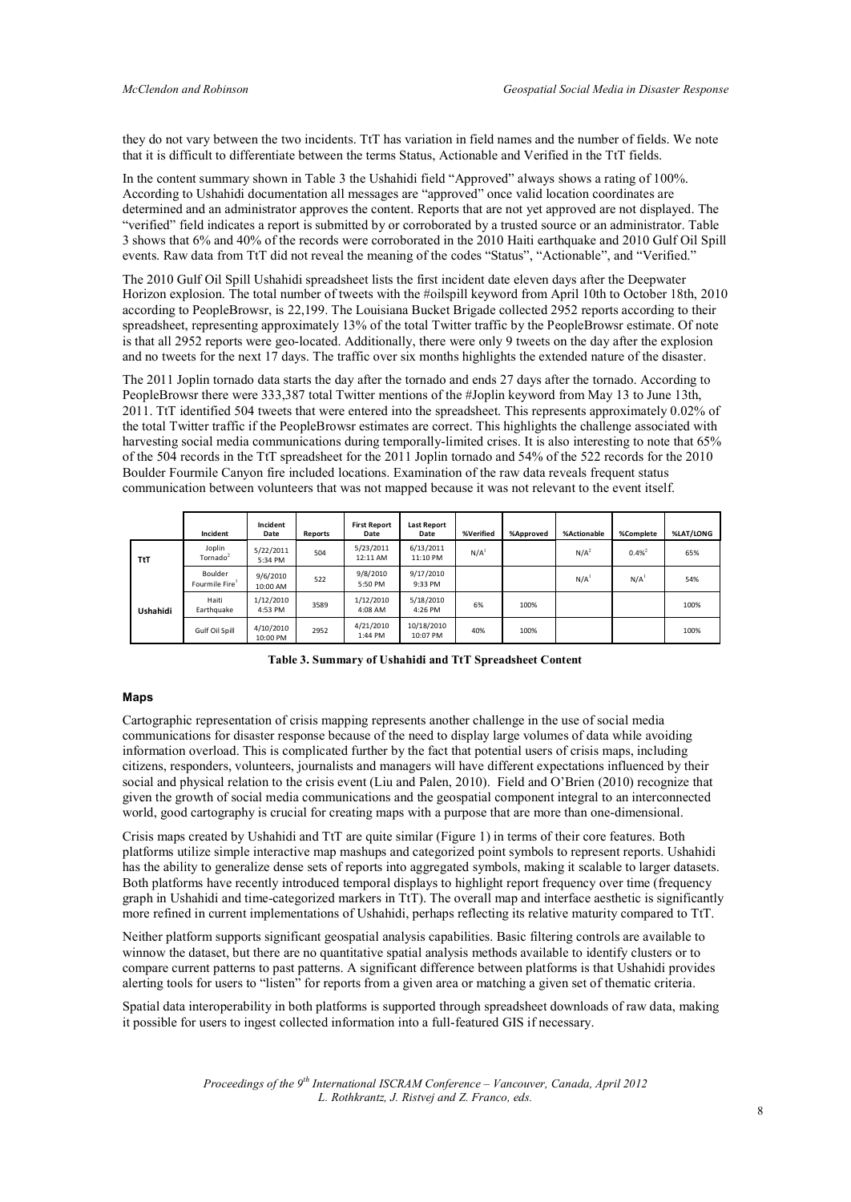they do not vary between the two incidents. TtT has variation in field names and the number of fields. We note that it is difficult to differentiate between the terms Status, Actionable and Verified in the TtT fields.

In the content summary shown in Table 3 the Ushahidi field "Approved" always shows a rating of 100%. According to Ushahidi documentation all messages are "approved" once valid location coordinates are determined and an administrator approves the content. Reports that are not yet approved are not displayed. The "verified" field indicates a report is submitted by or corroborated by a trusted source or an administrator. Table 3 shows that 6% and 40% of the records were corroborated in the 2010 Haiti earthquake and 2010 Gulf Oil Spill events. Raw data from TtT did not reveal the meaning of the codes "Status", "Actionable", and "Verified."

The 2010 Gulf Oil Spill Ushahidi spreadsheet lists the first incident date eleven days after the Deepwater Horizon explosion. The total number of tweets with the #oilspill keyword from April 10th to October 18th, 2010 according to PeopleBrowsr, is 22,199. The Louisiana Bucket Brigade collected 2952 reports according to their spreadsheet, representing approximately 13% of the total Twitter traffic by the PeopleBrowsr estimate. Of note is that all 2952 reports were geo-located. Additionally, there were only 9 tweets on the day after the explosion and no tweets for the next 17 days. The traffic over six months highlights the extended nature of the disaster.

The 2011 Joplin tornado data starts the day after the tornado and ends 27 days after the tornado. According to PeopleBrowsr there were 333,387 total Twitter mentions of the #Joplin keyword from May 13 to June 13th, 2011. TtT identified 504 tweets that were entered into the spreadsheet. This represents approximately 0.02% of the total Twitter traffic if the PeopleBrowsr estimates are correct. This highlights the challenge associated with harvesting social media communications during temporally-limited crises. It is also interesting to note that 65% of the 504 records in the TtT spreadsheet for the 2011 Joplin tornado and 54% of the 522 records for the 2010 Boulder Fourmile Canyon fire included locations. Examination of the raw data reveals frequent status communication between volunteers that was not mapped because it was not relevant to the event itself.

| | Incident | Incident Date | Reports | First Report Date | Last Report Date | %Verified | %Approved | %Actionable | %Complete | %LAT/LONG |
|---|---|---|---|---|---|---|---|---|---|---|
| TtT | Joplin Tornado[2] | 5/22/2011 5:34 PM | 504 | 5/23/2011 12:11 AM | 6/13/2011 11:10 PM | N/A[1] | | N/A[2] | 0.4%[2] | 65% |
| | Boulder Fourmile Fire[1] | 9/6/2010 10:00 AM | 522 | 9/8/2010 5:50 PM | 9/17/2010 9:33 PM | | | N/A[1] | N/A[1] | 54% |
| Ushahidi | Haiti Earthquake | 1/12/2010 4:53 PM | 3589 | 1/12/2010 4:08 AM | 5/18/2010 4:26 PM | 6% | 100% | | | 100% |
| | Gulf Oil Spill | 4/10/2010 10:00 PM | 2952 | 4/21/2010 1:44 PM | 10/18/2010 10:07 PM | 40% | 100% | | | 100% |

**Table 3. Summary of Ushahidi and TtT Spreadsheet Content**

### Maps

Cartographic representation of crisis mapping represents another challenge in the use of social media communications for disaster response because of the need to display large volumes of data while avoiding information overload. This is complicated further by the fact that potential users of crisis maps, including citizens, responders, volunteers, journalists and managers will have different expectations influenced by their social and physical relation to the crisis event (Liu and Palen, 2010). Field and O'Brien (2010) recognize that given the growth of social media communications and the geospatial component integral to an interconnected world, good cartography is crucial for creating maps with a purpose that are more than one-dimensional.

Crisis maps created by Ushahidi and TtT are quite similar (Figure 1) in terms of their core features. Both platforms utilize simple interactive map mashups and categorized point symbols to represent reports. Ushahidi has the ability to generalize dense sets of reports into aggregated symbols, making it scalable to larger datasets. Both platforms have recently introduced temporal displays to highlight report frequency over time (frequency graph in Ushahidi and time-categorized markers in TtT). The overall map and interface aesthetic is significantly more refined in current implementations of Ushahidi, perhaps reflecting its relative maturity compared to TtT.

Neither platform supports significant geospatial analysis capabilities. Basic filtering controls are available to winnow the dataset, but there are no quantitative spatial analysis methods available to identify clusters or to compare current patterns to past patterns. A significant difference between platforms is that Ushahidi provides alerting tools for users to "listen" for reports from a given area or matching a given set of thematic criteria.

Spatial data interoperability in both platforms is supported through spreadsheet downloads of raw data, making it possible for users to ingest collected information into a full-featured GIS if necessary.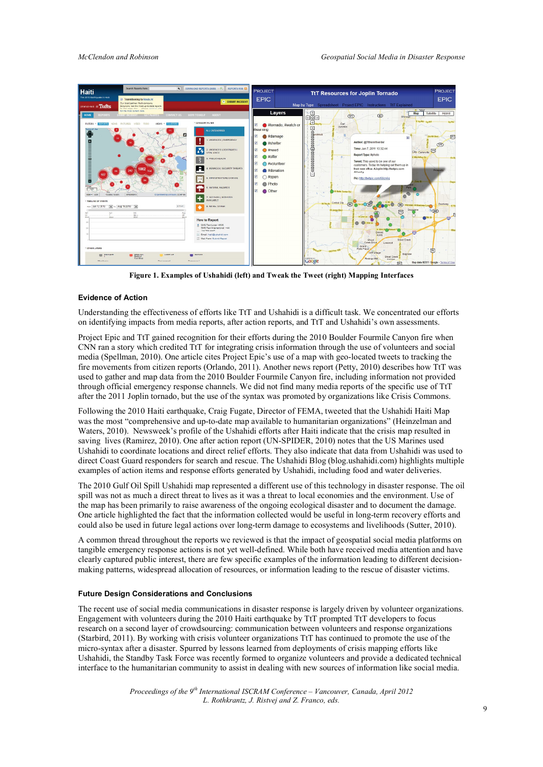**Figure 1. Examples of Ushahidi (left) and Tweak the Tweet (right) Mapping Interfaces**

### Evidence of Action

Understanding the effectiveness of efforts like TtT and Ushahidi is a difficult task. We concentrated our efforts on identifying impacts from media reports, after action reports, and TtT and Ushahidi's own assessments.

Project Epic and TtT gained recognition for their efforts during the 2010 Boulder Fourmile Canyon fire when CNN ran a story which credited TtT for integrating crisis information through the use of volunteers and social media (Spellman, 2010). One article cites Project Epic's use of a map with geo-located tweets to tracking the fire movements from citizen reports (Orlando, 2011). Another news report (Petty, 2010) describes how TtT was used to gather and map data from the 2010 Boulder Fourmile Canyon fire, including information not provided through official emergency response channels. We did not find many media reports of the specific use of TtT after the 2011 Joplin tornado, but the use of the syntax was promoted by organizations like Crisis Commons.

Following the 2010 Haiti earthquake, Craig Fugate, Director of FEMA, tweeted that the Ushahidi Haiti Map was the most "comprehensive and up-to-date map available to humanitarian organizations" (Heinzelman and Waters, 2010). Newsweek's profile of the Ushahidi efforts after Haiti indicate that the crisis map resulted in saving lives (Ramirez, 2010). One after action report (UN-SPIDER, 2010) notes that the US Marines used Ushahidi to coordinate locations and direct relief efforts. They also indicate that data from Ushahidi was used to direct Coast Guard responders for search and rescue. The Ushahidi Blog (blog.ushahidi.com) highlights multiple examples of action items and response efforts generated by Ushahidi, including food and water deliveries.

The 2010 Gulf Oil Spill Ushahidi map represented a different use of this technology in disaster response. The oil spill was not as much a direct threat to lives as it was a threat to local economies and the environment. Use of the map has been primarily to raise awareness of the ongoing ecological disaster and to document the damage. One article highlighted the fact that the information collected would be useful in long-term recovery efforts and could also be used in future legal actions over long-term damage to ecosystems and livelihoods (Sutter, 2010).

A common thread throughout the reports we reviewed is that the impact of geospatial social media platforms on tangible emergency response actions is not yet well-defined. While both have received media attention and have clearly captured public interest, there are few specific examples of the information leading to different decision-making patterns, widespread allocation of resources, or information leading to the rescue of disaster victims.

### Future Design Considerations and Conclusions

The recent use of social media communications in disaster response is largely driven by volunteer organizations. Engagement with volunteers during the 2010 Haiti earthquake by TtT prompted TtT developers to focus research on a second layer of crowdsourcing: communication between volunteers and response organizations (Starbird, 2011). By working with crisis volunteer organizations TtT has continued to promote the use of the micro-syntax after a disaster. Spurred by lessons learned from deployments of crisis mapping efforts like Ushahidi, the Standby Task Force was recently formed to organize volunteers and provide a dedicated technical interface to the humanitarian community to assist in dealing with new sources of information like social media.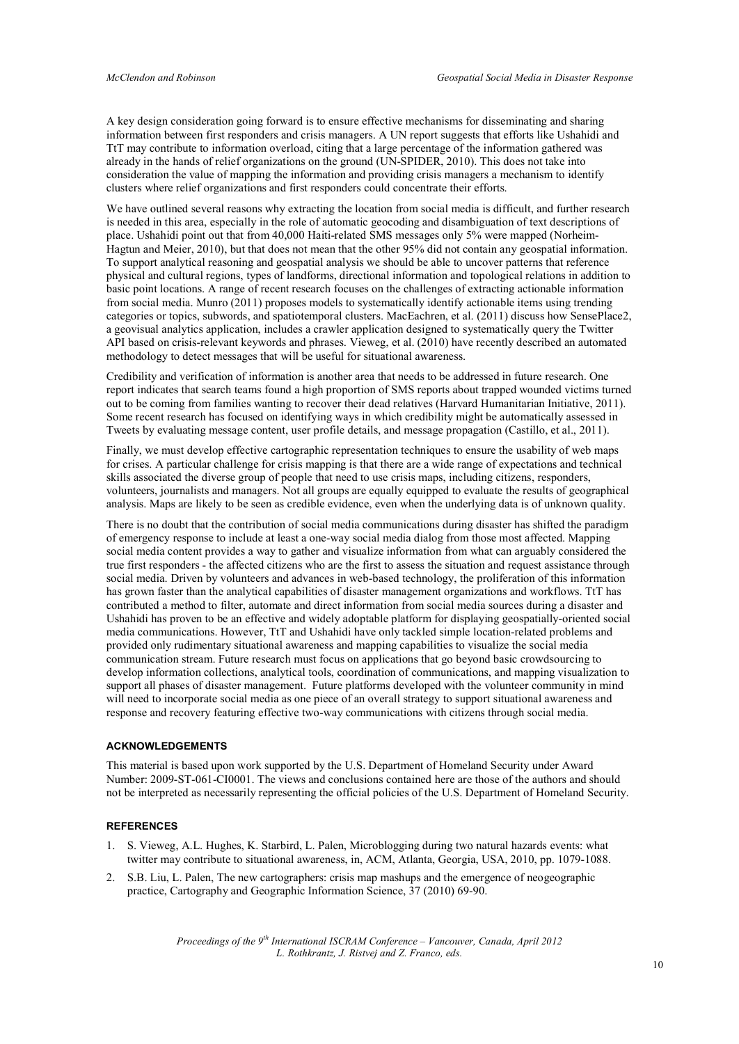A key design consideration going forward is to ensure effective mechanisms for disseminating and sharing information between first responders and crisis managers. A UN report suggests that efforts like Ushahidi and TtT may contribute to information overload, citing that a large percentage of the information gathered was already in the hands of relief organizations on the ground (UN-SPIDER, 2010). This does not take into consideration the value of mapping the information and providing crisis managers a mechanism to identify clusters where relief organizations and first responders could concentrate their efforts.

We have outlined several reasons why extracting the location from social media is difficult, and further research is needed in this area, especially in the role of automatic geocoding and disambiguation of text descriptions of place. Ushahidi point out that from 40,000 Haiti-related SMS messages only 5% were mapped (Norheim-Hagtun and Meier, 2010), but that does not mean that the other 95% did not contain any geospatial information. To support analytical reasoning and geospatial analysis we should be able to uncover patterns that reference physical and cultural regions, types of landforms, directional information and topological relations in addition to basic point locations. A range of recent research focuses on the challenges of extracting actionable information from social media. Munro (2011) proposes models to systematically identify actionable items using trending categories or topics, subwords, and spatiotemporal clusters. MacEachren, et al. (2011) discuss how SensePlace2, a geovisual analytics application, includes a crawler application designed to systematically query the Twitter API based on crisis-relevant keywords and phrases. Vieweg, et al. (2010) have recently described an automated methodology to detect messages that will be useful for situational awareness.

Credibility and verification of information is another area that needs to be addressed in future research. One report indicates that search teams found a high proportion of SMS reports about trapped wounded victims turned out to be coming from families wanting to recover their dead relatives (Harvard Humanitarian Initiative, 2011). Some recent research has focused on identifying ways in which credibility might be automatically assessed in Tweets by evaluating message content, user profile details, and message propagation (Castillo, et al., 2011).

Finally, we must develop effective cartographic representation techniques to ensure the usability of web maps for crises. A particular challenge for crisis mapping is that there are a wide range of expectations and technical skills associated the diverse group of people that need to use crisis maps, including citizens, responders, volunteers, journalists and managers. Not all groups are equally equipped to evaluate the results of geographical analysis. Maps are likely to be seen as credible evidence, even when the underlying data is of unknown quality.

There is no doubt that the contribution of social media communications during disaster has shifted the paradigm of emergency response to include at least a one-way social media dialog from those most affected. Mapping social media content provides a way to gather and visualize information from what can arguably considered the true first responders - the affected citizens who are the first to assess the situation and request assistance through social media. Driven by volunteers and advances in web-based technology, the proliferation of this information has grown faster than the analytical capabilities of disaster management organizations and workflows. TtT has contributed a method to filter, automate and direct information from social media sources during a disaster and Ushahidi has proven to be an effective and widely adoptable platform for displaying geospatially-oriented social media communications. However, TtT and Ushahidi have only tackled simple location-related problems and provided only rudimentary situational awareness and mapping capabilities to visualize the social media communication stream. Future research must focus on applications that go beyond basic crowdsourcing to develop information collections, analytical tools, coordination of communications, and mapping visualization to support all phases of disaster management. Future platforms developed with the volunteer community in mind will need to incorporate social media as one piece of an overall strategy to support situational awareness and response and recovery featuring effective two-way communications with citizens through social media.

## ACKNOWLEDGEMENTS

This material is based upon work supported by the U.S. Department of Homeland Security under Award Number: 2009-ST-061-CI0001. The views and conclusions contained here are those of the authors and should not be interpreted as necessarily representing the official policies of the U.S. Department of Homeland Security.

## REFERENCES

1. S. Vieweg, A.L. Hughes, K. Starbird, L. Palen, Microblogging during two natural hazards events: what twitter may contribute to situational awareness, in, ACM, Atlanta, Georgia, USA, 2010, pp. 1079-1088.
2. S.B. Liu, L. Palen, The new cartographers: crisis map mashups and the emergence of neogeographic practice, Cartography and Geographic Information Science, 37 (2010) 69-90.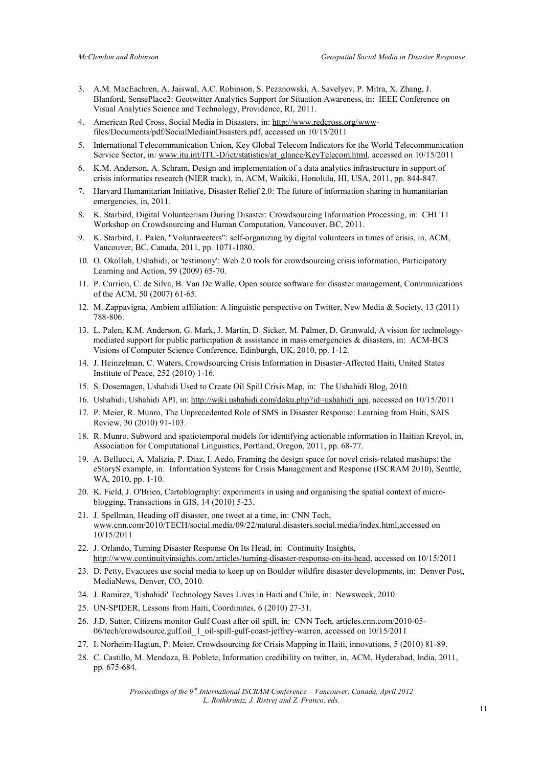3. A.M. MacEachren, A. Jaiswal, A.C. Robinson, S. Pezanowski, A. Savelyev, P. Mitra, X. Zhang, J. Blanford, SensePlace2: Geotwitter Analytics Support for Situation Awareness, in: IEEE Conference on Visual Analytics Science and Technology, Providence, RI, 2011.
4. American Red Cross, Social Media in Disasters, in: http://www.redcross.org/www-files/Documents/pdf/SocialMediainDisasters.pdf, accessed on 10/15/2011
5. International Telecommunication Union, Key Global Telecom Indicators for the World Telecommunication Service Sector, in: www.itu.int/ITU-D/ict/statistics/at_glance/KeyTelecom.html, accessed on 10/15/2011
6. K.M. Anderson, A. Schram, Design and implementation of a data analytics infrastructure in support of crisis informatics research (NIER track), in, ACM, Waikiki, Honolulu, HI, USA, 2011, pp. 844-847.
7. Harvard Humanitarian Initiative, Disaster Relief 2.0: The future of information sharing in humanitarian emergencies, in, 2011.
8. K. Starbird, Digital Volunteerism During Disaster: Crowdsourcing Information Processing, in: CHI '11 Workshop on Crowdsourcing and Human Computation, Vancouver, BC, 2011.
9. K. Starbird, L. Palen, "Voluntweeters": self-organizing by digital volunteers in times of crisis, in, ACM, Vancouver, BC, Canada, 2011, pp. 1071-1080.
10. O. Okolloh, Ushahidi, or 'testimony': Web 2.0 tools for crowdsourcing crisis information, Participatory Learning and Action, 59 (2009) 65-70.
11. P. Currion, C. de Silva, B. Van De Walle, Open source software for disaster management, Communications of the ACM, 50 (2007) 61-65.
12. M. Zappavigna, Ambient affiliation: A linguistic perspective on Twitter, New Media & Society, 13 (2011) 788-806.
13. L. Palen, K.M. Anderson, G. Mark, J. Martin, D. Sicker, M. Palmer, D. Grunwald, A vision for technology-mediated support for public participation & assistance in mass emergencies & disasters, in: ACM-BCS Visions of Computer Science Conference, Edinburgh, UK, 2010, pp. 1-12.
14. J. Heinzelman, C. Waters, Crowdsourcing Crisis Information in Disaster-Affected Haiti, United States Institute of Peace, 252 (2010) 1-16.
15. S. Dosemagen, Ushahidi Used to Create Oil Spill Crisis Map, in: The Ushahidi Blog, 2010.
16. Ushahidi, Ushahidi API, in: http://wiki.ushahidi.com/doku.php?id=ushahidi_api, accessed on 10/15/2011
17. P. Meier, R. Munro, The Unprecedented Role of SMS in Disaster Response: Learning from Haiti, SAIS Review, 30 (2010) 91-103.
18. R. Munro, Subword and spatiotemporal models for identifying actionable information in Haitian Kreyol, in, Association for Computational Linguistics, Portland, Oregon, 2011, pp. 68-77.
19. A. Bellucci, A. Malizia, P. Diaz, I. Aedo, Framing the design space for novel crisis-related mashups: the eStoryS example, in: Information Systems for Crisis Management and Response (ISCRAM 2010), Seattle, WA, 2010, pp. 1-10.
20. K. Field, J. O'Brien, Cartoblography: experiments in using and organising the spatial context of micro-blogging, Transactions in GIS, 14 (2010) 5-23.
21. J. Spellman, Heading off disaster, one tweet at a time, in: CNN Tech, www.cnn.com/2010/TECH/social.media/09/22/natural.disasters.social.media/index.html,accessed on 10/15/2011
22. J. Orlando, Turning Disaster Response On Its Head, in: Continuity Insights, http://www.continuityinsights.com/articles/turning-disaster-response-on-its-head, accessed on 10/15/2011
23. D. Petty, Evacuees use social media to keep up on Boulder wildfire disaster developments, in: Denver Post, MediaNews, Denver, CO, 2010.
24. J. Ramirez, 'Ushahidi' Technology Saves Lives in Haiti and Chile, in: Newsweek, 2010.
25. UN-SPIDER, Lessons from Haiti, Coordinates, 6 (2010) 27-31.
26. J.D. Sutter, Citizens monitor Gulf Coast after oil spill, in: CNN Tech, articles.cnn.com/2010-05-06/tech/crowdsource.gulf.oil_1_oil-spill-gulf-coast-jeffrey-warren, accessed on 10/15/2011
27. I. Norheim-Hagtun, P. Meier, Crowdsourcing for Crisis Mapping in Haiti, innovations, 5 (2010) 81-89.
28. C. Castillo, M. Mendoza, B. Poblete, Information credibility on twitter, in, ACM, Hyderabad, India, 2011, pp. 675-684.